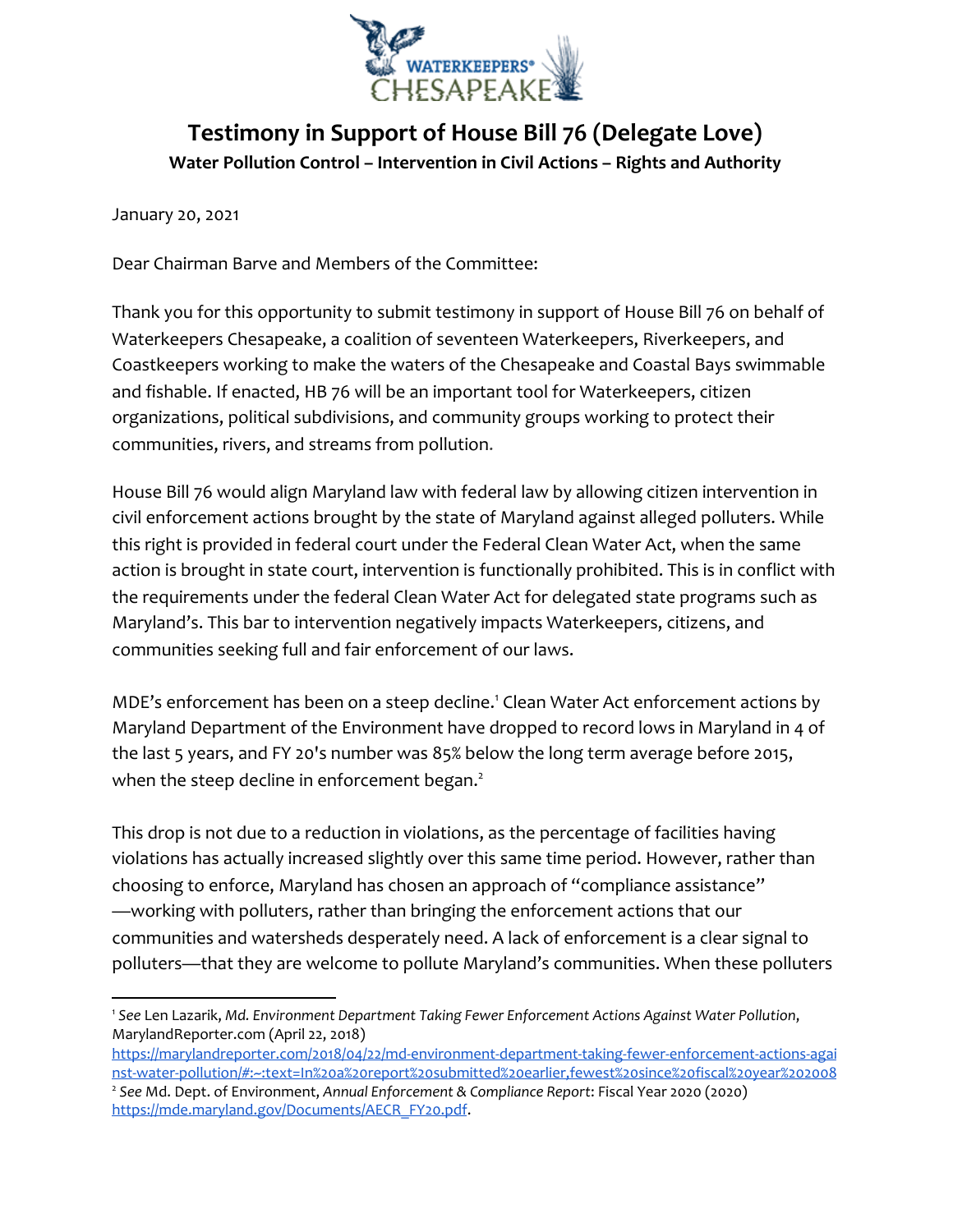WATERKEEPERS® CHESAPEAKE

# Testimony in Support of House Bill 76 (Delegate Love)

**Water Pollution Control – Intervention in Civil Actions – Rights and Authority**

January 20, 2021

Dear Chairman Barve and Members of the Committee:

Thank you for this opportunity to submit testimony in support of House Bill 76 on behalf of Waterkeepers Chesapeake, a coalition of seventeen Waterkeepers, Riverkeepers, and Coastkeepers working to make the waters of the Chesapeake and Coastal Bays swimmable and fishable. If enacted, HB 76 will be an important tool for Waterkeepers, citizen organizations, political subdivisions, and community groups working to protect their communities, rivers, and streams from pollution.

House Bill 76 would align Maryland law with federal law by allowing citizen intervention in civil enforcement actions brought by the state of Maryland against alleged polluters. While this right is provided in federal court under the Federal Clean Water Act, when the same action is brought in state court, intervention is functionally prohibited. This is in conflict with the requirements under the federal Clean Water Act for delegated state programs such as Maryland's. This bar to intervention negatively impacts Waterkeepers, citizens, and communities seeking full and fair enforcement of our laws.

MDE's enforcement has been on a steep decline.[1] Clean Water Act enforcement actions by Maryland Department of the Environment have dropped to record lows in Maryland in 4 of the last 5 years, and FY 20's number was 85% below the long term average before 2015, when the steep decline in enforcement began.[2]

This drop is not due to a reduction in violations, as the percentage of facilities having violations has actually increased slightly over this same time period. However, rather than choosing to enforce, Maryland has chosen an approach of "compliance assistance" —working with polluters, rather than bringing the enforcement actions that our communities and watersheds desperately need. A lack of enforcement is a clear signal to polluters—that they are welcome to pollute Maryland's communities. When these polluters

---

[1] *See* Len Lazarik, *Md. Environment Department Taking Fewer Enforcement Actions Against Water Pollution*, MarylandReporter.com (April 22, 2018) https://marylandreporter.com/2018/04/22/md-environment-department-taking-fewer-enforcement-actions-against-water-pollution/#:~:text=In%20a%20report%20submitted%20earlier,fewest%20since%20fiscal%20year%202008

[2] *See* Md. Dept. of Environment, *Annual Enforcement & Compliance Report*: Fiscal Year 2020 (2020) https://mde.maryland.gov/Documents/AECR_FY20.pdf.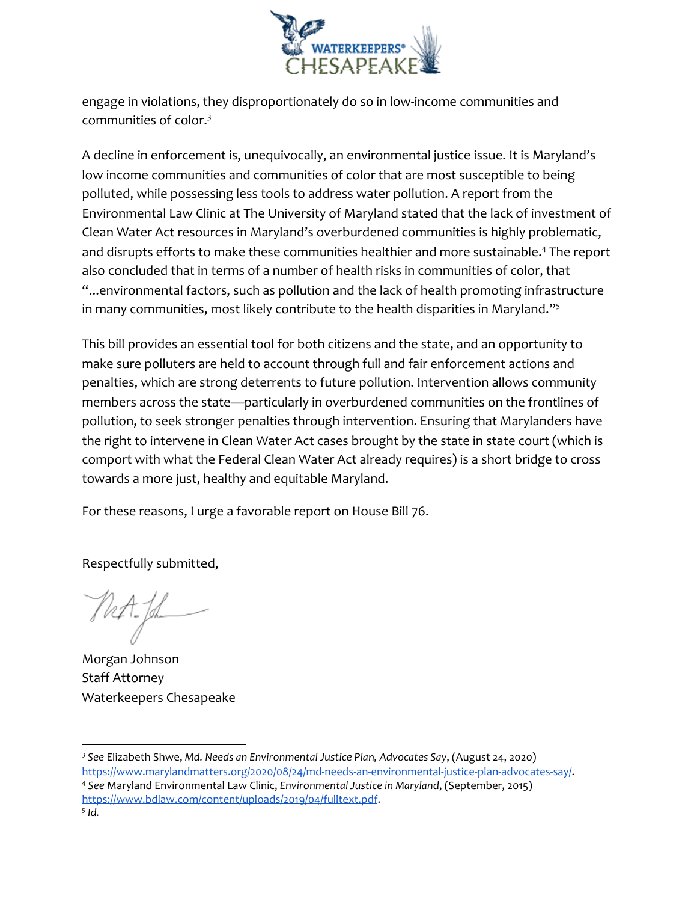engage in violations, they disproportionately do so in low-income communities and communities of color.[3]

A decline in enforcement is, unequivocally, an environmental justice issue. It is Maryland's low income communities and communities of color that are most susceptible to being polluted, while possessing less tools to address water pollution. A report from the Environmental Law Clinic at The University of Maryland stated that the lack of investment of Clean Water Act resources in Maryland's overburdened communities is highly problematic, and disrupts efforts to make these communities healthier and more sustainable.[4] The report also concluded that in terms of a number of health risks in communities of color, that "...environmental factors, such as pollution and the lack of health promoting infrastructure in many communities, most likely contribute to the health disparities in Maryland."[5]

This bill provides an essential tool for both citizens and the state, and an opportunity to make sure polluters are held to account through full and fair enforcement actions and penalties, which are strong deterrents to future pollution. Intervention allows community members across the state—particularly in overburdened communities on the frontlines of pollution, to seek stronger penalties through intervention. Ensuring that Marylanders have the right to intervene in Clean Water Act cases brought by the state in state court (which is comport with what the Federal Clean Water Act already requires) is a short bridge to cross towards a more just, healthy and equitable Maryland.

For these reasons, I urge a favorable report on House Bill 76.

Respectfully submitted,

Morgan Johnson
Staff Attorney
Waterkeepers Chesapeake

---

[3] *See* Elizabeth Shwe, *Md. Needs an Environmental Justice Plan, Advocates Say*, (August 24, 2020) https://www.marylandmatters.org/2020/08/24/md-needs-an-environmental-justice-plan-advocates-say/.

[4] *See* Maryland Environmental Law Clinic, *Environmental Justice in Maryland*, (September, 2015) https://www.bdlaw.com/content/uploads/2019/04/fulltext.pdf.

[5] *Id.*